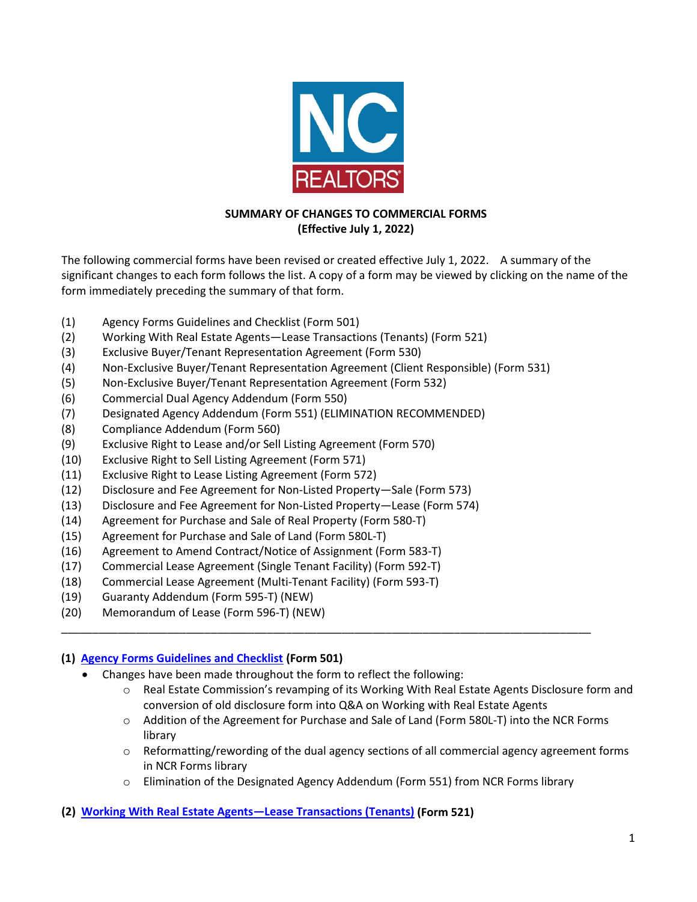**SUMMARY OF CHANGES TO COMMERCIAL FORMS**
**(Effective July 1, 2022)**

The following commercial forms have been revised or created effective July 1, 2022. A summary of the significant changes to each form follows the list. A copy of a form may be viewed by clicking on the name of the form immediately preceding the summary of that form.

(1) Agency Forms Guidelines and Checklist (Form 501)
(2) Working With Real Estate Agents—Lease Transactions (Tenants) (Form 521)
(3) Exclusive Buyer/Tenant Representation Agreement (Form 530)
(4) Non-Exclusive Buyer/Tenant Representation Agreement (Client Responsible) (Form 531)
(5) Non-Exclusive Buyer/Tenant Representation Agreement (Form 532)
(6) Commercial Dual Agency Addendum (Form 550)
(7) Designated Agency Addendum (Form 551) (ELIMINATION RECOMMENDED)
(8) Compliance Addendum (Form 560)
(9) Exclusive Right to Lease and/or Sell Listing Agreement (Form 570)
(10) Exclusive Right to Sell Listing Agreement (Form 571)
(11) Exclusive Right to Lease Listing Agreement (Form 572)
(12) Disclosure and Fee Agreement for Non-Listed Property—Sale (Form 573)
(13) Disclosure and Fee Agreement for Non-Listed Property—Lease (Form 574)
(14) Agreement for Purchase and Sale of Real Property (Form 580-T)
(15) Agreement for Purchase and Sale of Land (Form 580L-T)
(16) Agreement to Amend Contract/Notice of Assignment (Form 583-T)
(17) Commercial Lease Agreement (Single Tenant Facility) (Form 592-T)
(18) Commercial Lease Agreement (Multi-Tenant Facility) (Form 593-T)
(19) Guaranty Addendum (Form 595-T) (NEW)
(20) Memorandum of Lease (Form 596-T) (NEW)

---

**(1) Agency Forms Guidelines and Checklist (Form 501)**

- Changes have been made throughout the form to reflect the following:
  - Real Estate Commission's revamping of its Working With Real Estate Agents Disclosure form and conversion of old disclosure form into Q&A on Working with Real Estate Agents
  - Addition of the Agreement for Purchase and Sale of Land (Form 580L-T) into the NCR Forms library
  - Reformatting/rewording of the dual agency sections of all commercial agency agreement forms in NCR Forms library
  - Elimination of the Designated Agency Addendum (Form 551) from NCR Forms library

**(2) Working With Real Estate Agents—Lease Transactions (Tenants) (Form 521)**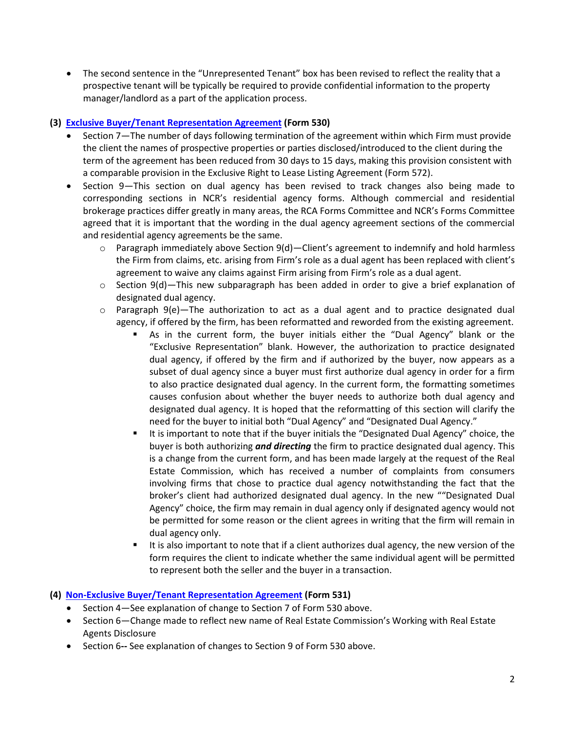- The second sentence in the "Unrepresented Tenant" box has been revised to reflect the reality that a prospective tenant will be typically be required to provide confidential information to the property manager/landlord as a part of the application process.

**(3) Exclusive Buyer/Tenant Representation Agreement (Form 530)**

- Section 7—The number of days following termination of the agreement within which Firm must provide the client the names of prospective properties or parties disclosed/introduced to the client during the term of the agreement has been reduced from 30 days to 15 days, making this provision consistent with a comparable provision in the Exclusive Right to Lease Listing Agreement (Form 572).
- Section 9—This section on dual agency has been revised to track changes also being made to corresponding sections in NCR's residential agency forms. Although commercial and residential brokerage practices differ greatly in many areas, the RCA Forms Committee and NCR's Forms Committee agreed that it is important that the wording in the dual agency agreement sections of the commercial and residential agency agreements be the same.
  - Paragraph immediately above Section 9(d)—Client's agreement to indemnify and hold harmless the Firm from claims, etc. arising from Firm's role as a dual agent has been replaced with client's agreement to waive any claims against Firm arising from Firm's role as a dual agent.
  - Section 9(d)—This new subparagraph has been added in order to give a brief explanation of designated dual agency.
  - Paragraph 9(e)—The authorization to act as a dual agent and to practice designated dual agency, if offered by the firm, has been reformatted and reworded from the existing agreement.
    - As in the current form, the buyer initials either the "Dual Agency" blank or the "Exclusive Representation" blank. However, the authorization to practice designated dual agency, if offered by the firm and if authorized by the buyer, now appears as a subset of dual agency since a buyer must first authorize dual agency in order for a firm to also practice designated dual agency. In the current form, the formatting sometimes causes confusion about whether the buyer needs to authorize both dual agency and designated dual agency. It is hoped that the reformatting of this section will clarify the need for the buyer to initial both "Dual Agency" and "Designated Dual Agency."
    - It is important to note that if the buyer initials the "Designated Dual Agency" choice, the buyer is both authorizing ***and directing*** the firm to practice designated dual agency. This is a change from the current form, and has been made largely at the request of the Real Estate Commission, which has received a number of complaints from consumers involving firms that chose to practice dual agency notwithstanding the fact that the broker's client had authorized designated dual agency. In the new ""Designated Dual Agency" choice, the firm may remain in dual agency only if designated agency would not be permitted for some reason or the client agrees in writing that the firm will remain in dual agency only.
    - It is also important to note that if a client authorizes dual agency, the new version of the form requires the client to indicate whether the same individual agent will be permitted to represent both the seller and the buyer in a transaction.

**(4) Non-Exclusive Buyer/Tenant Representation Agreement (Form 531)**

- Section 4—See explanation of change to Section 7 of Form 530 above.
- Section 6—Change made to reflect new name of Real Estate Commission's Working with Real Estate Agents Disclosure
- Section 6**--** See explanation of changes to Section 9 of Form 530 above.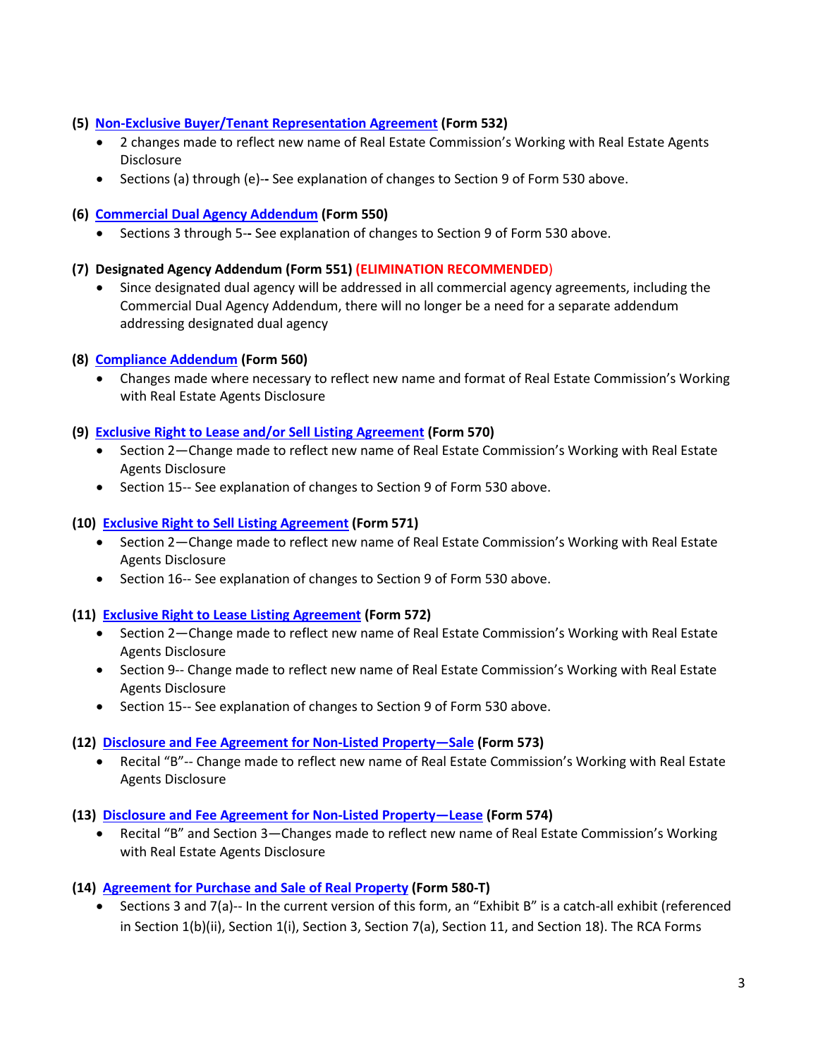**(5) Non-Exclusive Buyer/Tenant Representation Agreement (Form 532)**

- 2 changes made to reflect new name of Real Estate Commission's Working with Real Estate Agents Disclosure
- Sections (a) through (e)-- See explanation of changes to Section 9 of Form 530 above.

**(6) Commercial Dual Agency Addendum (Form 550)**

- Sections 3 through 5-- See explanation of changes to Section 9 of Form 530 above.

**(7) Designated Agency Addendum (Form 551) (ELIMINATION RECOMMENDED)**

- Since designated dual agency will be addressed in all commercial agency agreements, including the Commercial Dual Agency Addendum, there will no longer be a need for a separate addendum addressing designated dual agency

**(8) Compliance Addendum (Form 560)**

- Changes made where necessary to reflect new name and format of Real Estate Commission's Working with Real Estate Agents Disclosure

**(9) Exclusive Right to Lease and/or Sell Listing Agreement (Form 570)**

- Section 2—Change made to reflect new name of Real Estate Commission's Working with Real Estate Agents Disclosure
- Section 15-- See explanation of changes to Section 9 of Form 530 above.

**(10) Exclusive Right to Sell Listing Agreement (Form 571)**

- Section 2—Change made to reflect new name of Real Estate Commission's Working with Real Estate Agents Disclosure
- Section 16-- See explanation of changes to Section 9 of Form 530 above.

**(11) Exclusive Right to Lease Listing Agreement (Form 572)**

- Section 2—Change made to reflect new name of Real Estate Commission's Working with Real Estate Agents Disclosure
- Section 9-- Change made to reflect new name of Real Estate Commission's Working with Real Estate Agents Disclosure
- Section 15-- See explanation of changes to Section 9 of Form 530 above.

**(12) Disclosure and Fee Agreement for Non-Listed Property—Sale (Form 573)**

- Recital "B"-- Change made to reflect new name of Real Estate Commission's Working with Real Estate Agents Disclosure

**(13) Disclosure and Fee Agreement for Non-Listed Property—Lease (Form 574)**

- Recital "B" and Section 3—Changes made to reflect new name of Real Estate Commission's Working with Real Estate Agents Disclosure

**(14) Agreement for Purchase and Sale of Real Property (Form 580-T)**

- Sections 3 and 7(a)-- In the current version of this form, an "Exhibit B" is a catch-all exhibit (referenced in Section 1(b)(ii), Section 1(i), Section 3, Section 7(a), Section 11, and Section 18). The RCA Forms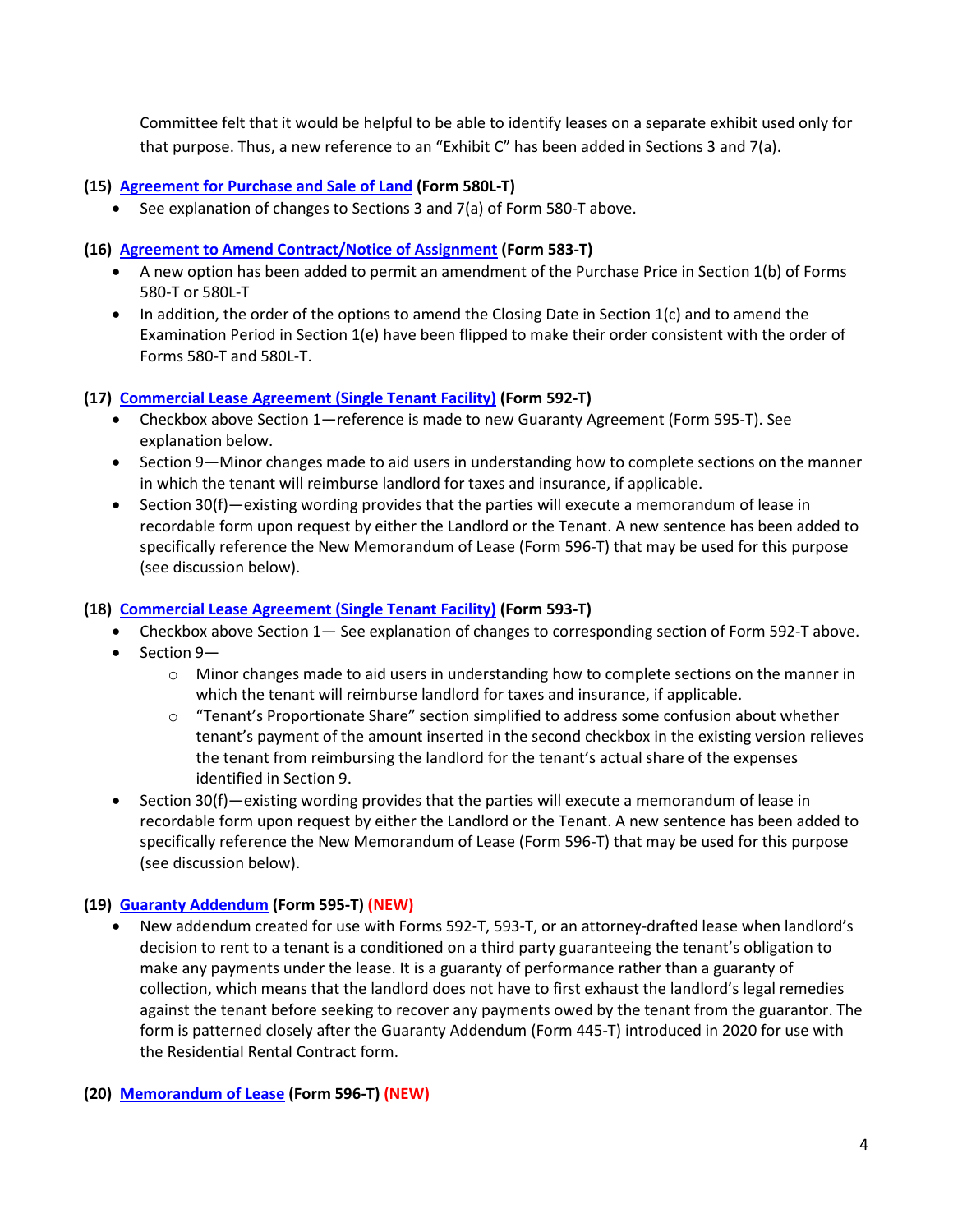Committee felt that it would be helpful to be able to identify leases on a separate exhibit used only for that purpose. Thus, a new reference to an "Exhibit C" has been added in Sections 3 and 7(a).

**(15) Agreement for Purchase and Sale of Land (Form 580L-T)**

- See explanation of changes to Sections 3 and 7(a) of Form 580-T above.

**(16) Agreement to Amend Contract/Notice of Assignment (Form 583-T)**

- A new option has been added to permit an amendment of the Purchase Price in Section 1(b) of Forms 580-T or 580L-T
- In addition, the order of the options to amend the Closing Date in Section 1(c) and to amend the Examination Period in Section 1(e) have been flipped to make their order consistent with the order of Forms 580-T and 580L-T.

**(17) Commercial Lease Agreement (Single Tenant Facility) (Form 592-T)**

- Checkbox above Section 1—reference is made to new Guaranty Agreement (Form 595-T). See explanation below.
- Section 9—Minor changes made to aid users in understanding how to complete sections on the manner in which the tenant will reimburse landlord for taxes and insurance, if applicable.
- Section 30(f)—existing wording provides that the parties will execute a memorandum of lease in recordable form upon request by either the Landlord or the Tenant. A new sentence has been added to specifically reference the New Memorandum of Lease (Form 596-T) that may be used for this purpose (see discussion below).

**(18) Commercial Lease Agreement (Single Tenant Facility) (Form 593-T)**

- Checkbox above Section 1— See explanation of changes to corresponding section of Form 592-T above.
- Section 9—
  - Minor changes made to aid users in understanding how to complete sections on the manner in which the tenant will reimburse landlord for taxes and insurance, if applicable.
  - "Tenant's Proportionate Share" section simplified to address some confusion about whether tenant's payment of the amount inserted in the second checkbox in the existing version relieves the tenant from reimbursing the landlord for the tenant's actual share of the expenses identified in Section 9.
- Section 30(f)—existing wording provides that the parties will execute a memorandum of lease in recordable form upon request by either the Landlord or the Tenant. A new sentence has been added to specifically reference the New Memorandum of Lease (Form 596-T) that may be used for this purpose (see discussion below).

**(19) Guaranty Addendum (Form 595-T) (NEW)**

- New addendum created for use with Forms 592-T, 593-T, or an attorney-drafted lease when landlord's decision to rent to a tenant is a conditioned on a third party guaranteeing the tenant's obligation to make any payments under the lease. It is a guaranty of performance rather than a guaranty of collection, which means that the landlord does not have to first exhaust the landlord's legal remedies against the tenant before seeking to recover any payments owed by the tenant from the guarantor. The form is patterned closely after the Guaranty Addendum (Form 445-T) introduced in 2020 for use with the Residential Rental Contract form.

**(20) Memorandum of Lease (Form 596-T) (NEW)**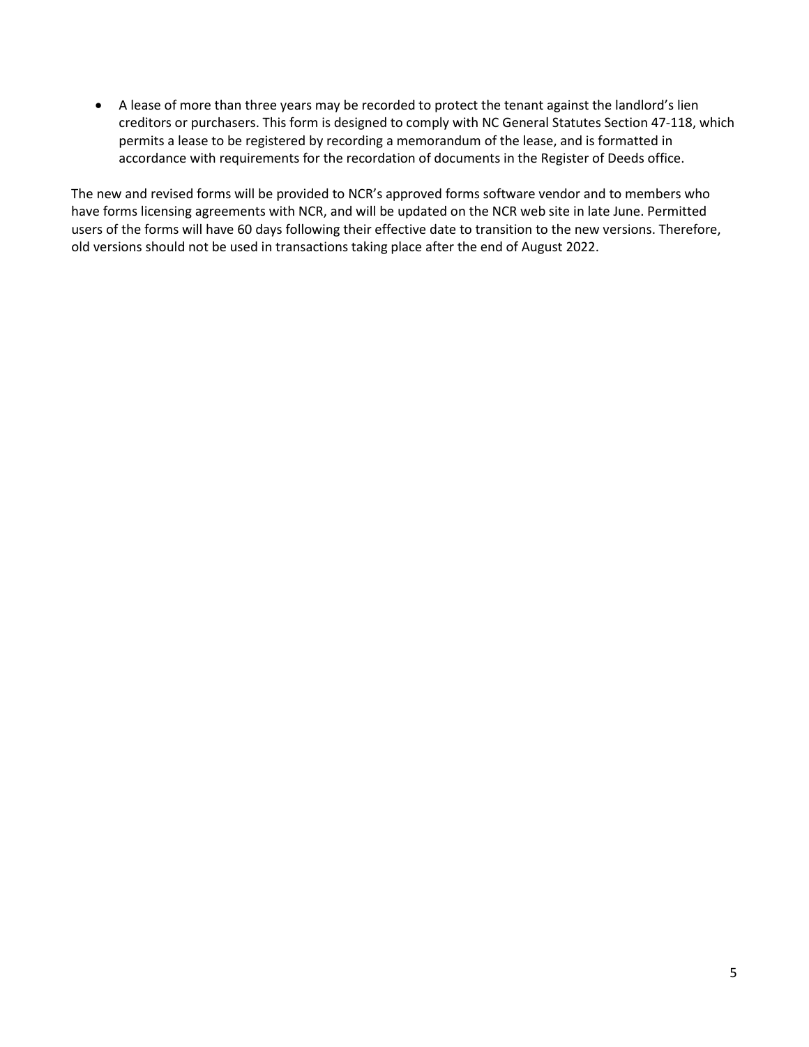- A lease of more than three years may be recorded to protect the tenant against the landlord's lien creditors or purchasers. This form is designed to comply with NC General Statutes Section 47-118, which permits a lease to be registered by recording a memorandum of the lease, and is formatted in accordance with requirements for the recordation of documents in the Register of Deeds office.

The new and revised forms will be provided to NCR's approved forms software vendor and to members who have forms licensing agreements with NCR, and will be updated on the NCR web site in late June. Permitted users of the forms will have 60 days following their effective date to transition to the new versions. Therefore, old versions should not be used in transactions taking place after the end of August 2022.